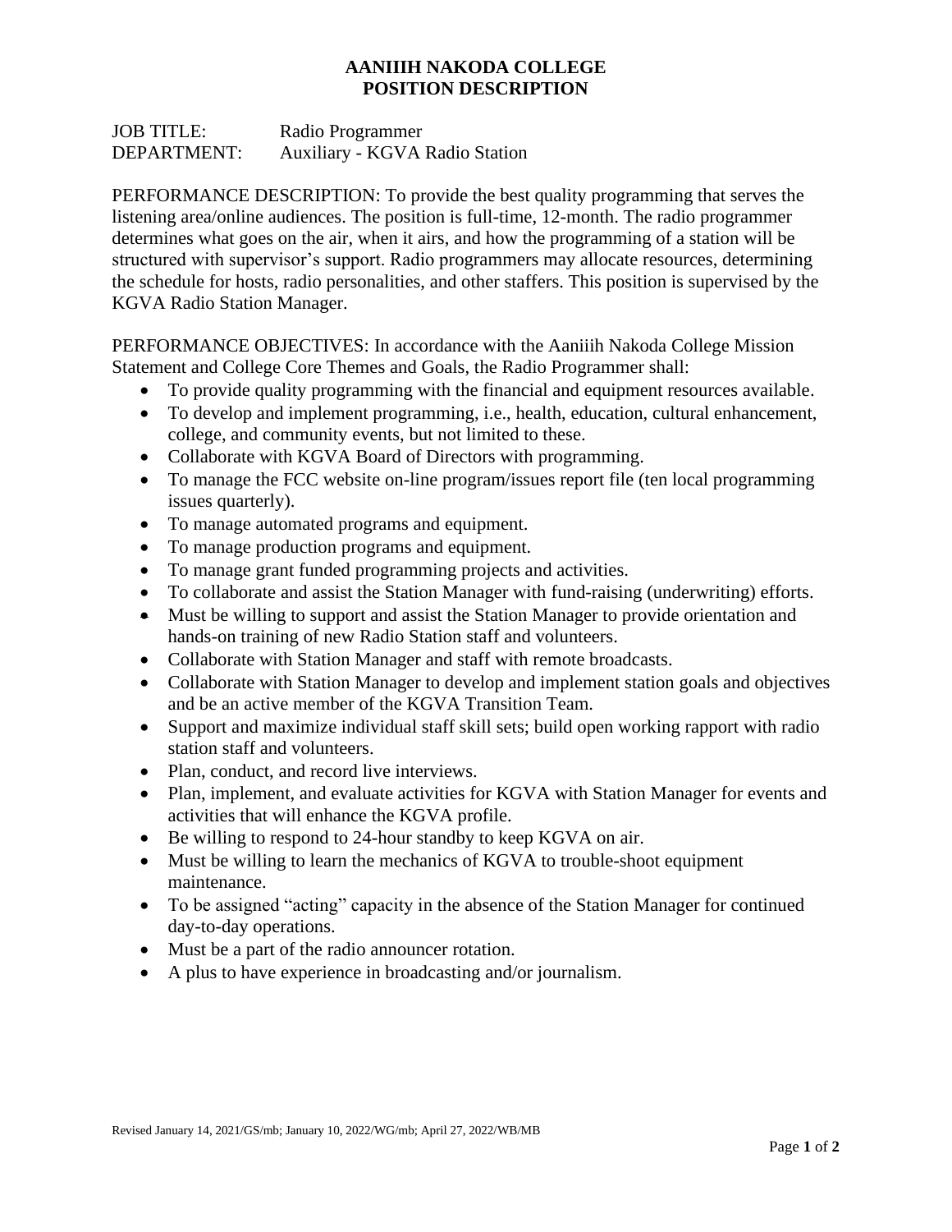# AANIIIH NAKODA COLLEGE
## POSITION DESCRIPTION

JOB TITLE: Radio Programmer
DEPARTMENT: Auxiliary - KGVA Radio Station

PERFORMANCE DESCRIPTION: To provide the best quality programming that serves the listening area/online audiences. The position is full-time, 12-month. The radio programmer determines what goes on the air, when it airs, and how the programming of a station will be structured with supervisor's support. Radio programmers may allocate resources, determining the schedule for hosts, radio personalities, and other staffers. This position is supervised by the KGVA Radio Station Manager.

PERFORMANCE OBJECTIVES: In accordance with the Aaniiih Nakoda College Mission Statement and College Core Themes and Goals, the Radio Programmer shall:

- To provide quality programming with the financial and equipment resources available.
- To develop and implement programming, i.e., health, education, cultural enhancement, college, and community events, but not limited to these.
- Collaborate with KGVA Board of Directors with programming.
- To manage the FCC website on-line program/issues report file (ten local programming issues quarterly).
- To manage automated programs and equipment.
- To manage production programs and equipment.
- To manage grant funded programming projects and activities.
- To collaborate and assist the Station Manager with fund-raising (underwriting) efforts.
- Must be willing to support and assist the Station Manager to provide orientation and hands-on training of new Radio Station staff and volunteers.
- Collaborate with Station Manager and staff with remote broadcasts.
- Collaborate with Station Manager to develop and implement station goals and objectives and be an active member of the KGVA Transition Team.
- Support and maximize individual staff skill sets; build open working rapport with radio station staff and volunteers.
- Plan, conduct, and record live interviews.
- Plan, implement, and evaluate activities for KGVA with Station Manager for events and activities that will enhance the KGVA profile.
- Be willing to respond to 24-hour standby to keep KGVA on air.
- Must be willing to learn the mechanics of KGVA to trouble-shoot equipment maintenance.
- To be assigned "acting" capacity in the absence of the Station Manager for continued day-to-day operations.
- Must be a part of the radio announcer rotation.
- A plus to have experience in broadcasting and/or journalism.

Revised January 14, 2021/GS/mb; January 10, 2022/WG/mb; April 27, 2022/WB/MB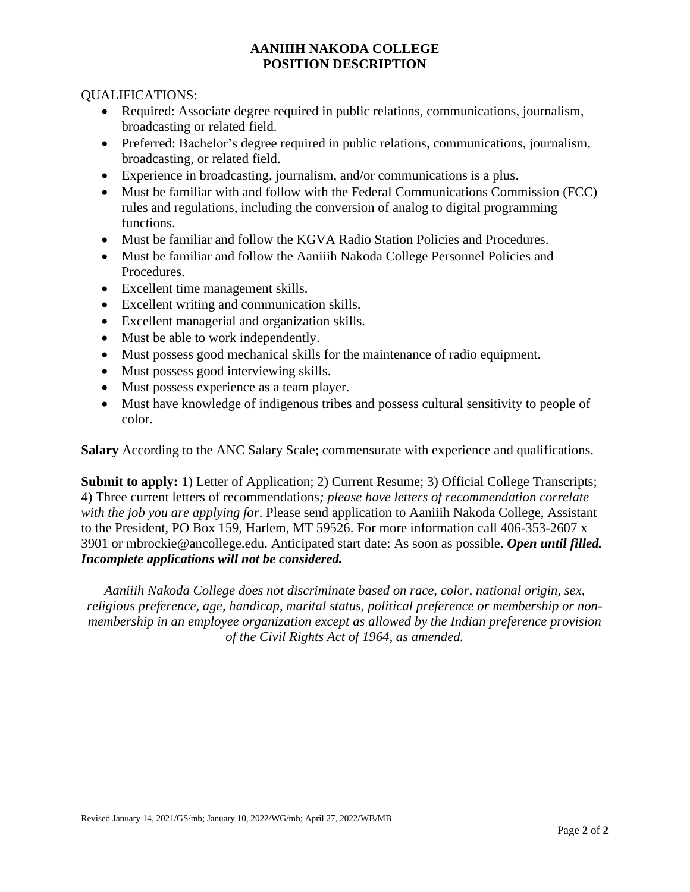# AANIIIH NAKODA COLLEGE
# POSITION DESCRIPTION

QUALIFICATIONS:

- Required: Associate degree required in public relations, communications, journalism, broadcasting or related field.
- Preferred: Bachelor's degree required in public relations, communications, journalism, broadcasting, or related field.
- Experience in broadcasting, journalism, and/or communications is a plus.
- Must be familiar with and follow with the Federal Communications Commission (FCC) rules and regulations, including the conversion of analog to digital programming functions.
- Must be familiar and follow the KGVA Radio Station Policies and Procedures.
- Must be familiar and follow the Aaniiih Nakoda College Personnel Policies and Procedures.
- Excellent time management skills.
- Excellent writing and communication skills.
- Excellent managerial and organization skills.
- Must be able to work independently.
- Must possess good mechanical skills for the maintenance of radio equipment.
- Must possess good interviewing skills.
- Must possess experience as a team player.
- Must have knowledge of indigenous tribes and possess cultural sensitivity to people of color.

**Salary** According to the ANC Salary Scale; commensurate with experience and qualifications.

**Submit to apply:** 1) Letter of Application; 2) Current Resume; 3) Official College Transcripts; 4) Three current letters of recommendations*; please have letters of recommendation correlate with the job you are applying for*. Please send application to Aaniiih Nakoda College, Assistant to the President, PO Box 159, Harlem, MT 59526. For more information call 406-353-2607 x 3901 or mbrockie@ancollege.edu. Anticipated start date: As soon as possible. ***Open until filled. Incomplete applications will not be considered.***

*Aaniiih Nakoda College does not discriminate based on race, color, national origin, sex, religious preference, age, handicap, marital status, political preference or membership or non-membership in an employee organization except as allowed by the Indian preference provision of the Civil Rights Act of 1964, as amended.*

Revised January 14, 2021/GS/mb; January 10, 2022/WG/mb; April 27, 2022/WB/MB